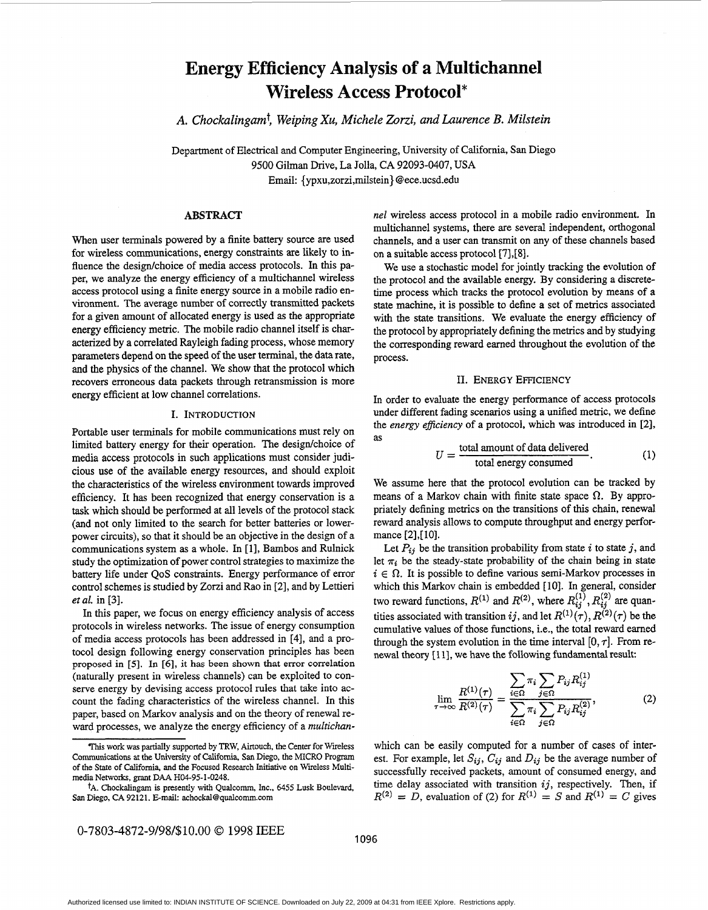# Energy Efficiency Analysis of a Multichannel Wireless Access Protocol*

*A. Chockalingam†, Weiping Xu, Michele Zorzi, and Laurence B. Milstein*

Department of Electrical and Computer Engineering, University of California, San Diego
9500 Gilman Drive, La Jolla, CA 92093-0407, USA
Email: {ypxu,zorzi,milstein}@ece.ucsd.edu

## ABSTRACT

When user terminals powered by a finite battery source are used for wireless communications, energy constraints are likely to influence the design/choice of media access protocols. In this paper, we analyze the energy efficiency of a multichannel wireless access protocol using a finite energy source in a mobile radio environment. The average number of correctly transmitted packets for a given amount of allocated energy is used as the appropriate energy efficiency metric. The mobile radio channel itself is characterized by a correlated Rayleigh fading process, whose memory parameters depend on the speed of the user terminal, the data rate, and the physics of the channel. We show that the protocol which recovers erroneous data packets through retransmission is more energy efficient at low channel correlations.

## I. INTRODUCTION

Portable user terminals for mobile communications must rely on limited battery energy for their operation. The design/choice of media access protocols in such applications must consider judicious use of the available energy resources, and should exploit the characteristics of the wireless environment towards improved efficiency. It has been recognized that energy conservation is a task which should be performed at all levels of the protocol stack (and not only limited to the search for better batteries or lower-power circuits), so that it should be an objective in the design of a communications system as a whole. In [1], Bambos and Rulnick study the optimization of power control strategies to maximize the battery life under QoS constraints. Energy performance of error control schemes is studied by Zorzi and Rao in [2], and by Lettieri *et al.* in [3].

In this paper, we focus on energy efficiency analysis of access protocols in wireless networks. The issue of energy consumption of media access protocols has been addressed in [4], and a protocol design following energy conservation principles has been proposed in [5]. In [6], it has been shown that error correlation (naturally present in wireless channels) can be exploited to conserve energy by devising access protocol rules that take into account the fading characteristics of the wireless channel. In this paper, based on Markov analysis and on the theory of renewal reward processes, we analyze the energy efficiency of a *multichannel* wireless access protocol in a mobile radio environment. In multichannel systems, there are several independent, orthogonal channels, and a user can transmit on any of these channels based on a suitable access protocol [7],[8].

We use a stochastic model for jointly tracking the evolution of the protocol and the available energy. By considering a discrete-time process which tracks the protocol evolution by means of a state machine, it is possible to define a set of metrics associated with the state transitions. We evaluate the energy efficiency of the protocol by appropriately defining the metrics and by studying the corresponding reward earned throughout the evolution of the process.

## II. ENERGY EFFICIENCY

In order to evaluate the energy performance of access protocols under different fading scenarios using a unified metric, we define the *energy efficiency* of a protocol, which was introduced in [2], as

$$U = \frac{\text{total amount of data delivered}}{\text{total energy consumed}}. \tag{1}$$

We assume here that the protocol evolution can be tracked by means of a Markov chain with finite state space $\Omega$. By appropriately defining metrics on the transitions of this chain, renewal reward analysis allows to compute throughput and energy performance [2],[10].

Let $P_{ij}$ be the transition probability from state $i$ to state $j$, and let $\pi_i$ be the steady-state probability of the chain being in state $i \in \Omega$. It is possible to define various semi-Markov processes in which this Markov chain is embedded [10]. In general, consider two reward functions, $R^{(1)}$ and $R^{(2)}$, where $R_{ij}^{(1)}, R_{ij}^{(2)}$ are quantities associated with transition $ij$, and let $R^{(1)}(\tau), R^{(2)}(\tau)$ be the cumulative values of those functions, i.e., the total reward earned through the system evolution in the time interval $[0, \tau]$. From renewal theory [11], we have the following fundamental result:

$$\lim_{\tau\to\infty} \frac{R^{(1)}(\tau)}{R^{(2)}(\tau)} = \frac{\sum_{i\in\Omega} \pi_i \sum_{j\in\Omega} P_{ij} R_{ij}^{(1)}}{\sum_{i\in\Omega} \pi_i \sum_{j\in\Omega} P_{ij} R_{ij}^{(2)}}, \tag{2}$$

which can be easily computed for a number of cases of interest. For example, let $S_{ij}$, $C_{ij}$ and $D_{ij}$ be the average number of successfully received packets, amount of consumed energy, and time delay associated with transition $ij$, respectively. Then, if $R^{(2)} = D$, evaluation of (2) for $R^{(1)} = S$ and $R^{(1)} = C$ gives

---

*This work was partially supported by TRW, Airtouch, the Center for Wireless Communications at the University of California, San Diego, the MICRO Program of the State of California, and the Focused Research Initiative on Wireless Multimedia Networks, grant DAA H04-95-1-0248.

†A. Chockalingam is presently with Qualcomm, Inc., 6455 Lusk Boulevard, San Diego, CA 92121. E-mail: achockal@qualcomm.com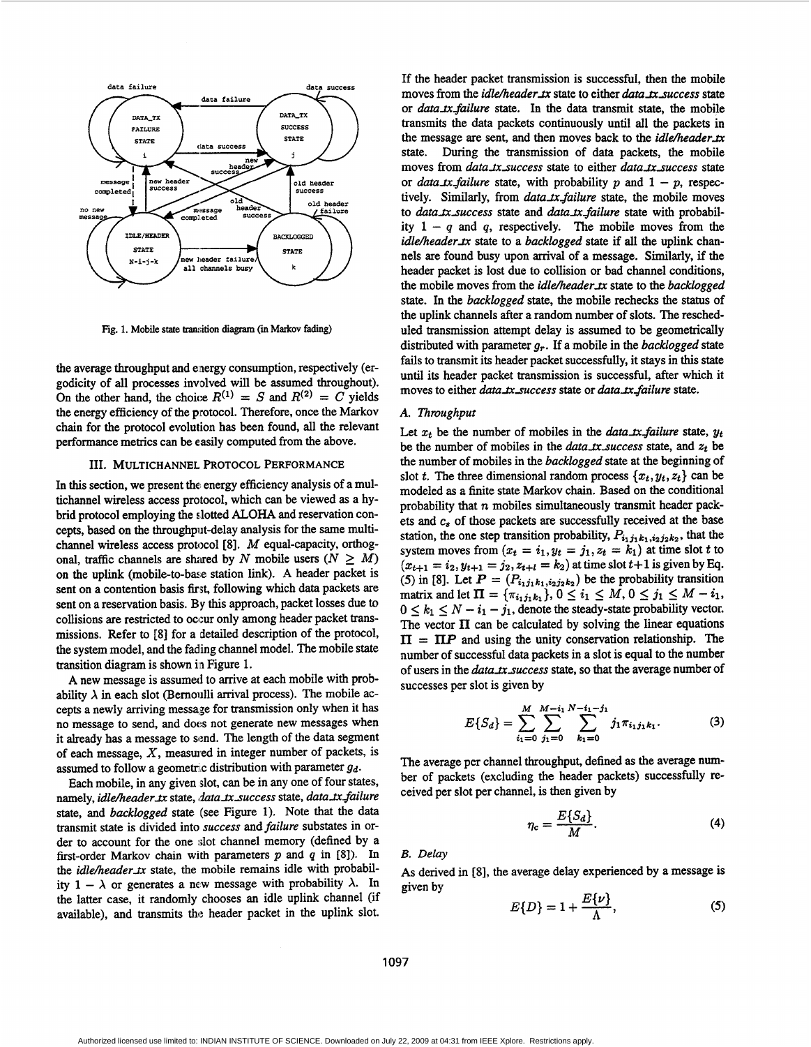Fig. 1. Mobile state transition diagram (in Markov fading)

the average throughput and energy consumption, respectively (ergodicity of all processes involved will be assumed throughout). On the other hand, the choice $R^{(1)} = S$ and $R^{(2)} = C$ yields the energy efficiency of the protocol. Therefore, once the Markov chain for the protocol evolution has been found, all the relevant performance metrics can be easily computed from the above.

## III. Multichannel Protocol Performance

In this section, we present the energy efficiency analysis of a multichannel wireless access protocol, which can be viewed as a hybrid protocol employing the slotted ALOHA and reservation concepts, based on the throughput-delay analysis for the same multichannel wireless access protocol [8]. $M$ equal-capacity, orthogonal, traffic channels are shared by $N$ mobile users ($N \geq M$) on the uplink (mobile-to-base station link). A header packet is sent on a contention basis first, following which data packets are sent on a reservation basis. By this approach, packet losses due to collisions are restricted to occur only among header packet transmissions. Refer to [8] for a detailed description of the protocol, the system model, and the fading channel model. The mobile state transition diagram is shown in Figure 1.

A new message is assumed to arrive at each mobile with probability $\lambda$ in each slot (Bernoulli arrival process). The mobile accepts a newly arriving message for transmission only when it has no message to send, and does not generate new messages when it already has a message to send. The length of the data segment of each message, $X$, measured in integer number of packets, is assumed to follow a geometric distribution with parameter $g_d$.

Each mobile, in any given slot, can be in any one of four states, namely, *idle/header_tx* state, *data_tx_success* state, *data_tx_failure* state, and *backlogged* state (see Figure 1). Note that the data transmit state is divided into *success* and *failure* substates in order to account for the one slot channel memory (defined by a first-order Markov chain with parameters $p$ and $q$ in [8]). In the *idle/header_tx* state, the mobile remains idle with probability $1 - \lambda$ or generates a new message with probability $\lambda$. In the latter case, it randomly chooses an idle uplink channel (if available), and transmits the header packet in the uplink slot. If the header packet transmission is successful, then the mobile moves from the *idle/header_tx* state to either *data_tx_success* state or *data_tx_failure* state. In the data transmit state, the mobile transmits the data packets continuously until all the packets in the message are sent, and then moves back to the *idle/header_tx* state. During the transmission of data packets, the mobile moves from *data_tx_success* state to either *data_tx_success* state or *data_tx_failure* state, with probability $p$ and $1 - p$, respectively. Similarly, from *data_tx_failure* state, the mobile moves to *data_tx_success* state and *data_tx_failure* state with probability $1 - q$ and $q$, respectively. The mobile moves from the *idle/header_tx* state to a *backlogged* state if all the uplink channels are found busy upon arrival of a message. Similarly, if the header packet is lost due to collision or bad channel conditions, the mobile moves from the *idle/header_tx* state to the *backlogged* state. In the *backlogged* state, the mobile rechecks the status of the uplink channels after a random number of slots. The rescheduled transmission attempt delay is assumed to be geometrically distributed with parameter $g_r$. If a mobile in the *backlogged* state fails to transmit its header packet successfully, it stays in this state until its header packet transmission is successful, after which it moves to either *data_tx_success* state or *data_tx_failure* state.

### A. Throughput

Let $x_t$ be the number of mobiles in the *data_tx_failure* state, $y_t$ be the number of mobiles in the *data_tx_success* state, and $z_t$ be the number of mobiles in the *backlogged* state at the beginning of slot $t$. The three dimensional random process $\{x_t, y_t, z_t\}$ can be modeled as a finite state Markov chain. Based on the conditional probability that $n$ mobiles simultaneously transmit header packets and $c_s$ of those packets are successfully received at the base station, the one step transition probability, $P_{i_1j_1k_1,i_2j_2k_2}$, that the system moves from $(x_t = i_1, y_t = j_1, z_t = k_1)$ at time slot $t$ to $(x_{t+1} = i_2, y_{t+1} = j_2, z_{t+1} = k_2)$ at time slot $t+1$ is given by Eq. (5) in [8]. Let $\boldsymbol{P} = (P_{i_1j_1k_1,i_2j_2k_2})$ be the probability transition matrix and let $\boldsymbol{\Pi} = \{\pi_{i_1j_1k_1}\}$, $0 \leq i_1 \leq M$, $0 \leq j_1 \leq M - i_1$, $0 \leq k_1 \leq N - i_1 - j_1$, denote the steady-state probability vector. The vector $\boldsymbol{\Pi}$ can be calculated by solving the linear equations $\boldsymbol{\Pi} = \boldsymbol{\Pi}\boldsymbol{P}$ and using the unity conservation relationship. The number of successful data packets in a slot is equal to the number of users in the *data_tx_success* state, so that the average number of successes per slot is given by

$$E\{S_d\} = \sum_{i_1=0}^{M} \sum_{j_1=0}^{M-i_1} \sum_{k_1=0}^{N-i_1-j_1} j_1 \pi_{i_1j_1k_1}. \tag{3}$$

The average per channel throughput, defined as the average number of packets (excluding the header packets) successfully received per slot per channel, is then given by

$$\eta_c = \frac{E\{S_d\}}{M}. \tag{4}$$

### B. Delay

As derived in [8], the average delay experienced by a message is given by

$$E\{D\} = 1 + \frac{E\{\nu\}}{\Lambda}, \tag{5}$$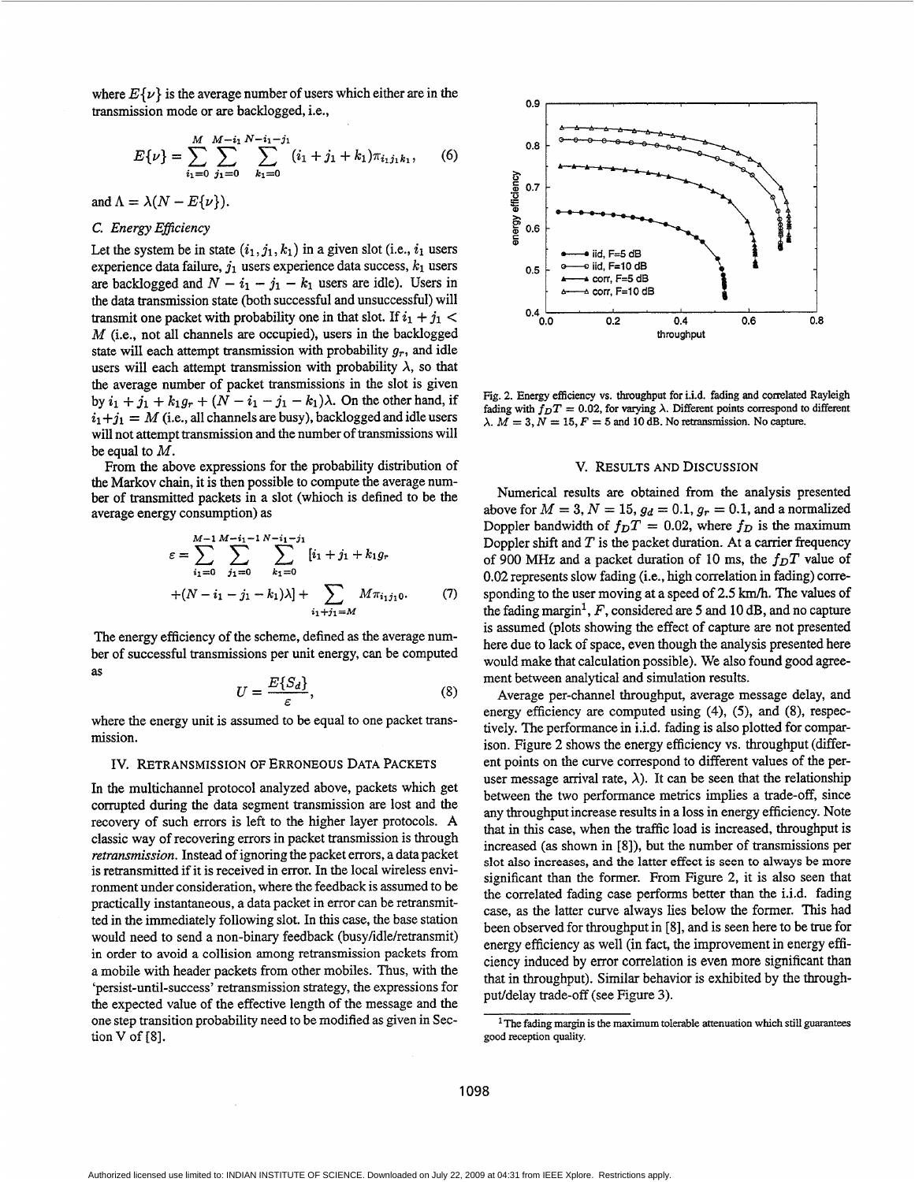where $E\{\nu\}$ is the average number of users which either are in the transmission mode or are backlogged, i.e.,

$$E\{\nu\} = \sum_{i_1=0}^{M} \sum_{j_1=0}^{M-i_1} \sum_{k_1=0}^{N-i_1-j_1} (i_1 + j_1 + k_1)\pi_{i_1 j_1 k_1}, \quad (6)$$

and $\Lambda = \lambda(N - E\{\nu\})$.

### C. Energy Efficiency

Let the system be in state $(i_1, j_1, k_1)$ in a given slot (i.e., $i_1$ users experience data failure, $j_1$ users experience data success, $k_1$ users are backlogged and $N - i_1 - j_1 - k_1$ users are idle). Users in the data transmission state (both successful and unsuccessful) will transmit one packet with probability one in that slot. If $i_1 + j_1 < M$ (i.e., not all channels are occupied), users in the backlogged state will each attempt transmission with probability $g_r$, and idle users will each attempt transmission with probability $\lambda$, so that the average number of packet transmissions in the slot is given by $i_1 + j_1 + k_1 g_r + (N - i_1 - j_1 - k_1)\lambda$. On the other hand, if $i_1 + j_1 = M$ (i.e., all channels are busy), backlogged and idle users will not attempt transmission and the number of transmissions will be equal to $M$.

From the above expressions for the probability distribution of the Markov chain, it is then possible to compute the average number of transmitted packets in a slot (whioch is defined to be the average energy consumption) as

$$\varepsilon = \sum_{i_1=0}^{M-1} \sum_{j_1=0}^{M-i_1-1} \sum_{k_1=0}^{N-i_1-j_1} [i_1 + j_1 + k_1 g_r + (N - i_1 - j_1 - k_1)\lambda] + \sum_{i_1+j_1=M} M\pi_{i_1 j_1 0}. \quad (7)$$

The energy efficiency of the scheme, defined as the average number of successful transmissions per unit energy, can be computed as

$$U = \frac{E\{S_d\}}{\varepsilon}, \quad (8)$$

where the energy unit is assumed to be equal to one packet transmission.

## IV. Retransmission of Erroneous Data Packets

In the multichannel protocol analyzed above, packets which get corrupted during the data segment transmission are lost and the recovery of such errors is left to the higher layer protocols. A classic way of recovering errors in packet transmission is through *retransmission*. Instead of ignoring the packet errors, a data packet is retransmitted if it is received in error. In the local wireless environment under consideration, where the feedback is assumed to be practically instantaneous, a data packet in error can be retransmitted in the immediately following slot. In this case, the base station would need to send a non-binary feedback (busy/idle/retransmit) in order to avoid a collision among retransmission packets from a mobile with header packets from other mobiles. Thus, with the 'persist-until-success' retransmission strategy, the expressions for the expected value of the effective length of the message and the one step transition probability need to be modified as given in Section V of [8].

Fig. 2. Energy efficiency vs. throughput for i.i.d. fading and correlated Rayleigh fading with $f_D T = 0.02$, for varying $\lambda$. Different points correspond to different $\lambda$. $M = 3$, $N = 15$, $F = 5$ and 10 dB. No retransmission. No capture.

## V. Results and Discussion

Numerical results are obtained from the analysis presented above for $M = 3$, $N = 15$, $g_d = 0.1$, $g_r = 0.1$, and a normalized Doppler bandwidth of $f_D T = 0.02$, where $f_D$ is the maximum Doppler shift and $T$ is the packet duration. At a carrier frequency of 900 MHz and a packet duration of 10 ms, the $f_D T$ value of 0.02 represents slow fading (i.e., high correlation in fading) corresponding to the user moving at a speed of 2.5 km/h. The values of the fading margin[1], $F$, considered are 5 and 10 dB, and no capture is assumed (plots showing the effect of capture are not presented here due to lack of space, even though the analysis presented here would make that calculation possible). We also found good agreement between analytical and simulation results.

Average per-channel throughput, average message delay, and energy efficiency are computed using (4), (5), and (8), respectively. The performance in i.i.d. fading is also plotted for comparison. Figure 2 shows the energy efficiency vs. throughput (different points on the curve correspond to different values of the per-user message arrival rate, $\lambda$). It can be seen that the relationship between the two performance metrics implies a trade-off, since any throughput increase results in a loss in energy efficiency. Note that in this case, when the traffic load is increased, throughput is increased (as shown in [8]), but the number of transmissions per slot also increases, and the latter effect is seen to always be more significant than the former. From Figure 2, it is also seen that the correlated fading case performs better than the i.i.d. fading case, as the latter curve always lies below the former. This had been observed for throughput in [8], and is seen here to be true for energy efficiency as well (in fact, the improvement in energy efficiency induced by error correlation is even more significant than that in throughput). Similar behavior is exhibited by the throughput/delay trade-off (see Figure 3).

[1] The fading margin is the maximum tolerable attenuation which still guarantees good reception quality.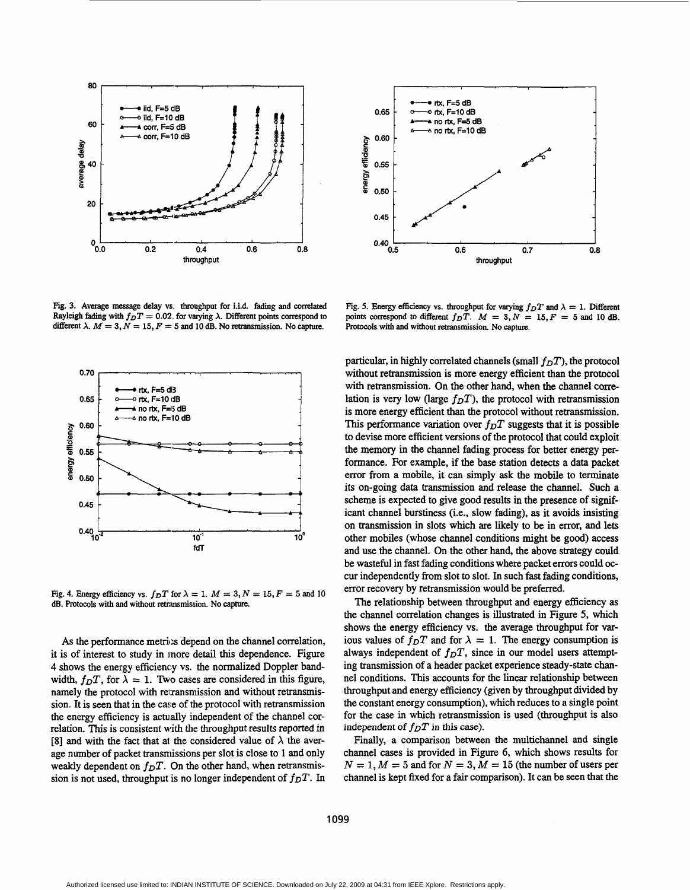Fig. 3. Average message delay vs. throughput for i.i.d. fading and correlated Rayleigh fading with $f_D T = 0.02$, for varying $\lambda$. Different points correspond to different $\lambda$. $M = 3, N = 15, F = 5$ and 10 dB. No retransmission. No capture.

Fig. 4. Energy efficiency vs. $f_D T$ for $\lambda = 1$. $M = 3, N = 15, F = 5$ and 10 dB. Protocols with and without retransmission. No capture.

As the performance metrics depend on the channel correlation, it is of interest to study in more detail this dependence. Figure 4 shows the energy efficiency vs. the normalized Doppler bandwidth, $f_D T$, for $\lambda = 1$. Two cases are considered in this figure, namely the protocol with retransmission and without retransmission. It is seen that in the case of the protocol with retransmission the energy efficiency is actually independent of the channel correlation. This is consistent with the throughput results reported in [8] and with the fact that at the considered value of $\lambda$ the average number of packet transmissions per slot is close to 1 and only weakly dependent on $f_D T$. On the other hand, when retransmission is not used, throughput is no longer independent of $f_D T$. In particular, in highly correlated channels (small $f_D T$), the protocol without retransmission is more energy efficient than the protocol with retransmission. On the other hand, when the channel correlation is very low (large $f_D T$), the protocol with retransmission is more energy efficient than the protocol without retransmission. This performance variation over $f_D T$ suggests that it is possible to devise more efficient versions of the protocol that could exploit the memory in the channel fading process for better energy performance. For example, if the base station detects a data packet error from a mobile, it can simply ask the mobile to terminate its on-going data transmission and release the channel. Such a scheme is expected to give good results in the presence of significant channel burstiness (i.e., slow fading), as it avoids insisting on transmission in slots which are likely to be in error, and lets other mobiles (whose channel conditions might be good) access and use the channel. On the other hand, the above strategy could be wasteful in fast fading conditions where packet errors could occur independently from slot to slot. In such fast fading conditions, error recovery by retransmission would be preferred.

Fig. 5. Energy efficiency vs. throughput for varying $f_D T$ and $\lambda = 1$. Different points correspond to different $f_D T$. $M = 3, N = 15, F = 5$ and 10 dB. Protocols with and without retransmission. No capture.

The relationship between throughput and energy efficiency as the channel correlation changes is illustrated in Figure 5, which shows the energy efficiency vs. the average throughput for various values of $f_D T$ and for $\lambda = 1$. The energy consumption is always independent of $f_D T$, since in our model users attempting transmission of a header packet experience steady-state channel conditions. This accounts for the linear relationship between throughput and energy efficiency (given by throughput divided by the constant energy consumption), which reduces to a single point for the case in which retransmission is used (throughput is also independent of $f_D T$ in this case).

Finally, a comparison between the multichannel and single channel cases is provided in Figure 6, which shows results for $N = 1, M = 5$ and for $N = 3, M = 15$ (the number of users per channel is kept fixed for a fair comparison). It can be seen that the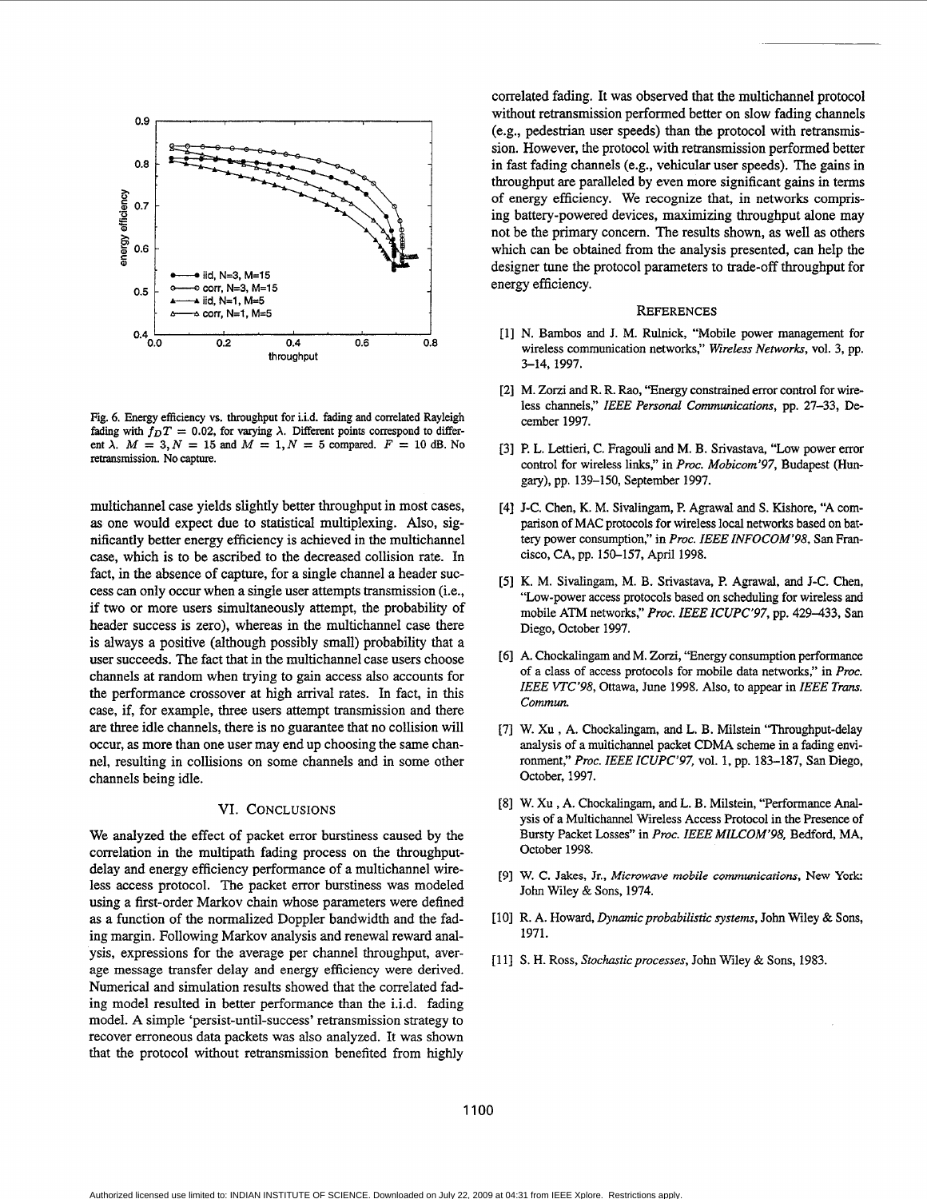0.9
0.8
0.7
0.6
0.5
0.4
energy efficiency
0.0
0.2
0.4
0.6
0.8
throughput
iid, N=3, M=15
corr, N=3, M=15
iid, N=1, M=5
corr, N=1, M=5

Fig. 6. Energy efficiency vs. throughput for i.i.d. fading and correlated Rayleigh fading with $f_D T = 0.02$, for varying $\lambda$. Different points correspond to different $\lambda$. $M = 3, N = 15$ and $M = 1, N = 5$ compared. $F = 10$ dB. No retransmission. No capture.

multichannel case yields slightly better throughput in most cases, as one would expect due to statistical multiplexing. Also, significantly better energy efficiency is achieved in the multichannel case, which is to be ascribed to the decreased collision rate. In fact, in the absence of capture, for a single channel a header success can only occur when a single user attempts transmission (i.e., if two or more users simultaneously attempt, the probability of header success is zero), whereas in the multichannel case there is always a positive (although possibly small) probability that a user succeeds. The fact that in the multichannel case users choose channels at random when trying to gain access also accounts for the performance crossover at high arrival rates. In fact, in this case, if, for example, three users attempt transmission and there are three idle channels, there is no guarantee that no collision will occur, as more than one user may end up choosing the same channel, resulting in collisions on some channels and in some other channels being idle.

## VI. Conclusions

We analyzed the effect of packet error burstiness caused by the correlation in the multipath fading process on the throughput-delay and energy efficiency performance of a multichannel wireless access protocol. The packet error burstiness was modeled using a first-order Markov chain whose parameters were defined as a function of the normalized Doppler bandwidth and the fading margin. Following Markov analysis and renewal reward analysis, expressions for the average per channel throughput, average message transfer delay and energy efficiency were derived. Numerical and simulation results showed that the correlated fading model resulted in better performance than the i.i.d. fading model. A simple 'persist-until-success' retransmission strategy to recover erroneous data packets was also analyzed. It was shown that the protocol without retransmission benefited from highly correlated fading. It was observed that the multichannel protocol without retransmission performed better on slow fading channels (e.g., pedestrian user speeds) than the protocol with retransmission. However, the protocol with retransmission performed better in fast fading channels (e.g., vehicular user speeds). The gains in throughput are paralleled by even more significant gains in terms of energy efficiency. We recognize that, in networks comprising battery-powered devices, maximizing throughput alone may not be the primary concern. The results shown, as well as others which can be obtained from the analysis presented, can help the designer tune the protocol parameters to trade-off throughput for energy efficiency.

## References

[1] N. Bambos and J. M. Rulnick, "Mobile power management for wireless communication networks," *Wireless Networks*, vol. 3, pp. 3–14, 1997.

[2] M. Zorzi and R. R. Rao, "Energy constrained error control for wireless channels," *IEEE Personal Communications*, pp. 27–33, December 1997.

[3] P. L. Lettieri, C. Fragouli and M. B. Srivastava, "Low power error control for wireless links," in *Proc. Mobicom'97*, Budapest (Hungary), pp. 139–150, September 1997.

[4] J-C. Chen, K. M. Sivalingam, P. Agrawal and S. Kishore, "A comparison of MAC protocols for wireless local networks based on battery power consumption," in *Proc. IEEE INFOCOM'98*, San Francisco, CA, pp. 150–157, April 1998.

[5] K. M. Sivalingam, M. B. Srivastava, P. Agrawal, and J-C. Chen, "Low-power access protocols based on scheduling for wireless and mobile ATM networks," *Proc. IEEE ICUPC'97*, pp. 429–433, San Diego, October 1997.

[6] A. Chockalingam and M. Zorzi, "Energy consumption performance of a class of access protocols for mobile data networks," in *Proc. IEEE VTC'98*, Ottawa, June 1998. Also, to appear in *IEEE Trans. Commun.*

[7] W. Xu , A. Chockalingam, and L. B. Milstein "Throughput-delay analysis of a multichannel packet CDMA scheme in a fading environment," *Proc. IEEE ICUPC'97*, vol. 1, pp. 183–187, San Diego, October, 1997.

[8] W. Xu , A. Chockalingam, and L. B. Milstein, "Performance Analysis of a Multichannel Wireless Access Protocol in the Presence of Bursty Packet Losses" in *Proc. IEEE MILCOM'98*, Bedford, MA, October 1998.

[9] W. C. Jakes, Jr., *Microwave mobile communications*, New York: John Wiley & Sons, 1974.

[10] R. A. Howard, *Dynamic probabilistic systems*, John Wiley & Sons, 1971.

[11] S. H. Ross, *Stochastic processes*, John Wiley & Sons, 1983.